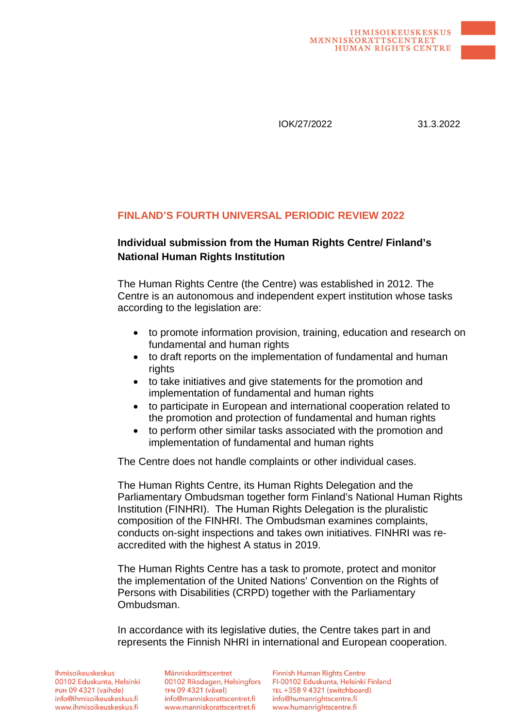IHMISOIKEUSKESKUS
MÄNNISKORÄTTSCENTRET
HUMAN RIGHTS CENTRE

IOK/27/2022 31.3.2022

# FINLAND'S FOURTH UNIVERSAL PERIODIC REVIEW 2022

**Individual submission from the Human Rights Centre/ Finland's National Human Rights Institution**

The Human Rights Centre (the Centre) was established in 2012. The Centre is an autonomous and independent expert institution whose tasks according to the legislation are:

- to promote information provision, training, education and research on fundamental and human rights
- to draft reports on the implementation of fundamental and human rights
- to take initiatives and give statements for the promotion and implementation of fundamental and human rights
- to participate in European and international cooperation related to the promotion and protection of fundamental and human rights
- to perform other similar tasks associated with the promotion and implementation of fundamental and human rights

The Centre does not handle complaints or other individual cases.

The Human Rights Centre, its Human Rights Delegation and the Parliamentary Ombudsman together form Finland's National Human Rights Institution (FINHRI). The Human Rights Delegation is the pluralistic composition of the FINHRI. The Ombudsman examines complaints, conducts on-sight inspections and takes own initiatives. FINHRI was re-accredited with the highest A status in 2019.

The Human Rights Centre has a task to promote, protect and monitor the implementation of the United Nations' Convention on the Rights of Persons with Disabilities (CRPD) together with the Parliamentary Ombudsman.

In accordance with its legislative duties, the Centre takes part in and represents the Finnish NHRI in international and European cooperation.

Ihmisoikeuskeskus
00102 Eduskunta, Helsinki
PUH 09 4321 (vaihde)
info@ihmisoikeuskeskus.fi
www.ihmisoikeuskeskus.fi

Människorättscentret
00102 Riksdagen, Helsingfors
TFN 09 4321 (växel)
info@manniskorattscentret.fi
www.manniskorattscentret.fi

Finnish Human Rights Centre
FI-00102 Eduskunta, Helsinki Finland
TEL +358 9 4321 (switchboard)
info@humanrightscentre.fi
www.humanrightscentre.fi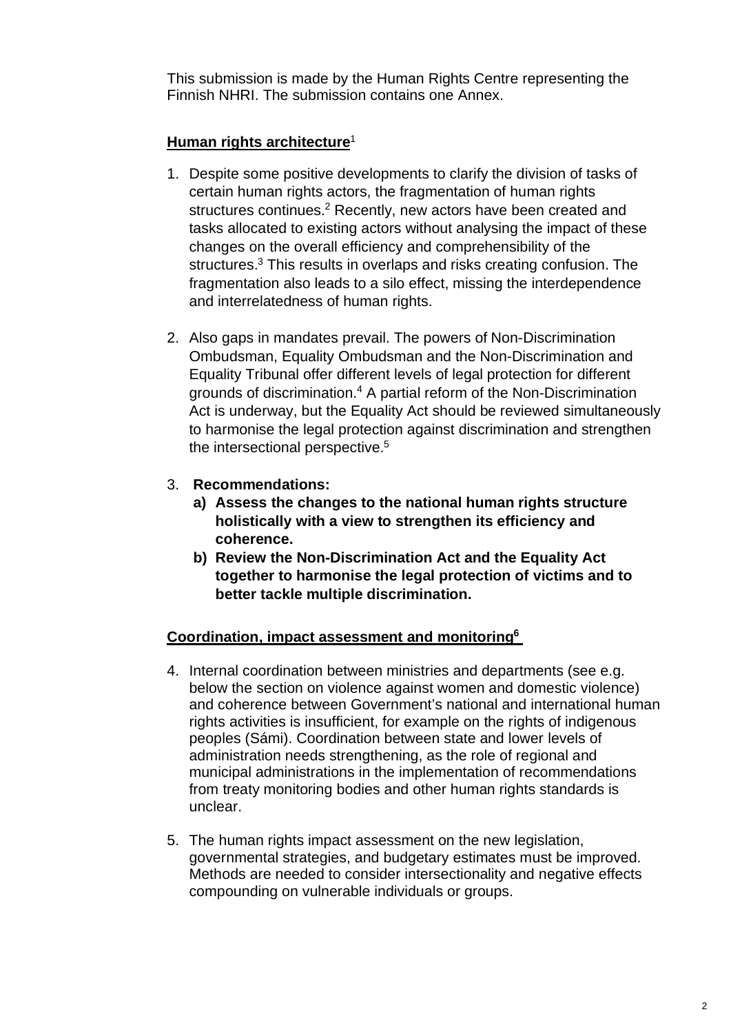This submission is made by the Human Rights Centre representing the Finnish NHRI. The submission contains one Annex.

## Human rights architecture[1]

1. Despite some positive developments to clarify the division of tasks of certain human rights actors, the fragmentation of human rights structures continues.[2] Recently, new actors have been created and tasks allocated to existing actors without analysing the impact of these changes on the overall efficiency and comprehensibility of the structures.[3] This results in overlaps and risks creating confusion. The fragmentation also leads to a silo effect, missing the interdependence and interrelatedness of human rights.

2. Also gaps in mandates prevail. The powers of Non-Discrimination Ombudsman, Equality Ombudsman and the Non-Discrimination and Equality Tribunal offer different levels of legal protection for different grounds of discrimination.[4] A partial reform of the Non-Discrimination Act is underway, but the Equality Act should be reviewed simultaneously to harmonise the legal protection against discrimination and strengthen the intersectional perspective.[5]

3. **Recommendations:**
   - **a) Assess the changes to the national human rights structure holistically with a view to strengthen its efficiency and coherence.**
   - **b) Review the Non-Discrimination Act and the Equality Act together to harmonise the legal protection of victims and to better tackle multiple discrimination.**

## Coordination, impact assessment and monitoring[6]

4. Internal coordination between ministries and departments (see e.g. below the section on violence against women and domestic violence) and coherence between Government's national and international human rights activities is insufficient, for example on the rights of indigenous peoples (Sámi). Coordination between state and lower levels of administration needs strengthening, as the role of regional and municipal administrations in the implementation of recommendations from treaty monitoring bodies and other human rights standards is unclear.

5. The human rights impact assessment on the new legislation, governmental strategies, and budgetary estimates must be improved. Methods are needed to consider intersectionality and negative effects compounding on vulnerable individuals or groups.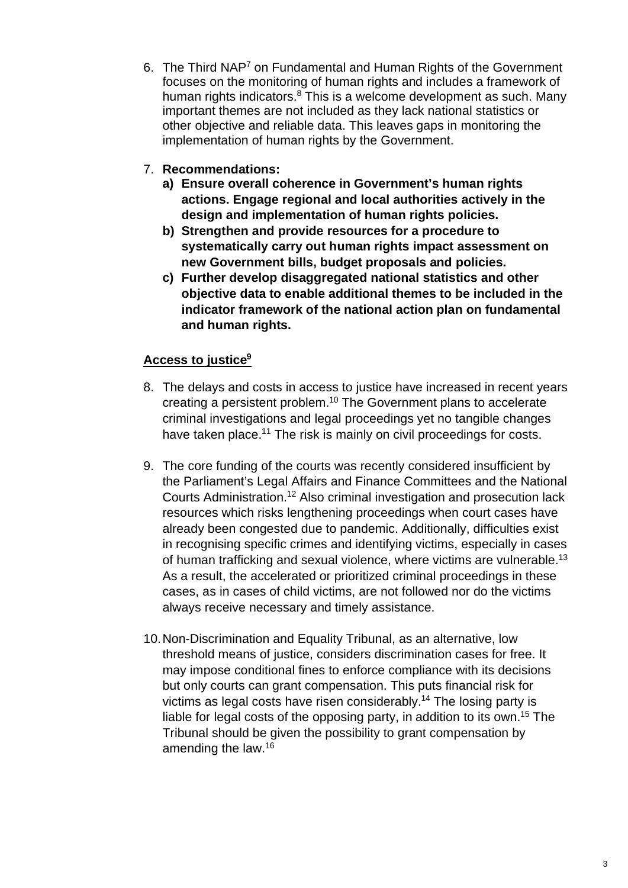6. The Third NAP[7] on Fundamental and Human Rights of the Government focuses on the monitoring of human rights and includes a framework of human rights indicators.[8] This is a welcome development as such. Many important themes are not included as they lack national statistics or other objective and reliable data. This leaves gaps in monitoring the implementation of human rights by the Government.

7. **Recommendations:**
   a) **Ensure overall coherence in Government's human rights actions. Engage regional and local authorities actively in the design and implementation of human rights policies.**
   b) **Strengthen and provide resources for a procedure to systematically carry out human rights impact assessment on new Government bills, budget proposals and policies.**
   c) **Further develop disaggregated national statistics and other objective data to enable additional themes to be included in the indicator framework of the national action plan on fundamental and human rights.**

## Access to justice[9]

8. The delays and costs in access to justice have increased in recent years creating a persistent problem.[10] The Government plans to accelerate criminal investigations and legal proceedings yet no tangible changes have taken place.[11] The risk is mainly on civil proceedings for costs.

9. The core funding of the courts was recently considered insufficient by the Parliament's Legal Affairs and Finance Committees and the National Courts Administration.[12] Also criminal investigation and prosecution lack resources which risks lengthening proceedings when court cases have already been congested due to pandemic. Additionally, difficulties exist in recognising specific crimes and identifying victims, especially in cases of human trafficking and sexual violence, where victims are vulnerable.[13] As a result, the accelerated or prioritized criminal proceedings in these cases, as in cases of child victims, are not followed nor do the victims always receive necessary and timely assistance.

10. Non-Discrimination and Equality Tribunal, as an alternative, low threshold means of justice, considers discrimination cases for free. It may impose conditional fines to enforce compliance with its decisions but only courts can grant compensation. This puts financial risk for victims as legal costs have risen considerably.[14] The losing party is liable for legal costs of the opposing party, in addition to its own.[15] The Tribunal should be given the possibility to grant compensation by amending the law.[16]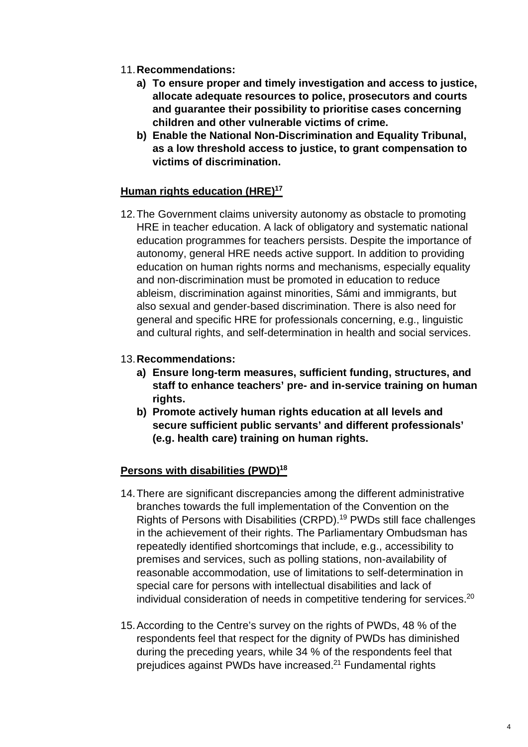11. **Recommendations:**
    - **a) To ensure proper and timely investigation and access to justice, allocate adequate resources to police, prosecutors and courts and guarantee their possibility to prioritise cases concerning children and other vulnerable victims of crime.**
    - **b) Enable the National Non-Discrimination and Equality Tribunal, as a low threshold access to justice, to grant compensation to victims of discrimination.**

## Human rights education (HRE)[17]

12. The Government claims university autonomy as obstacle to promoting HRE in teacher education. A lack of obligatory and systematic national education programmes for teachers persists. Despite the importance of autonomy, general HRE needs active support. In addition to providing education on human rights norms and mechanisms, especially equality and non-discrimination must be promoted in education to reduce ableism, discrimination against minorities, Sámi and immigrants, but also sexual and gender-based discrimination. There is also need for general and specific HRE for professionals concerning, e.g., linguistic and cultural rights, and self-determination in health and social services.

13. **Recommendations:**
    - **a) Ensure long-term measures, sufficient funding, structures, and staff to enhance teachers' pre- and in-service training on human rights.**
    - **b) Promote actively human rights education at all levels and secure sufficient public servants' and different professionals' (e.g. health care) training on human rights.**

## Persons with disabilities (PWD)[18]

14. There are significant discrepancies among the different administrative branches towards the full implementation of the Convention on the Rights of Persons with Disabilities (CRPD).[19] PWDs still face challenges in the achievement of their rights. The Parliamentary Ombudsman has repeatedly identified shortcomings that include, e.g., accessibility to premises and services, such as polling stations, non-availability of reasonable accommodation, use of limitations to self-determination in special care for persons with intellectual disabilities and lack of individual consideration of needs in competitive tendering for services.[20]

15. According to the Centre's survey on the rights of PWDs, 48 % of the respondents feel that respect for the dignity of PWDs has diminished during the preceding years, while 34 % of the respondents feel that prejudices against PWDs have increased.[21] Fundamental rights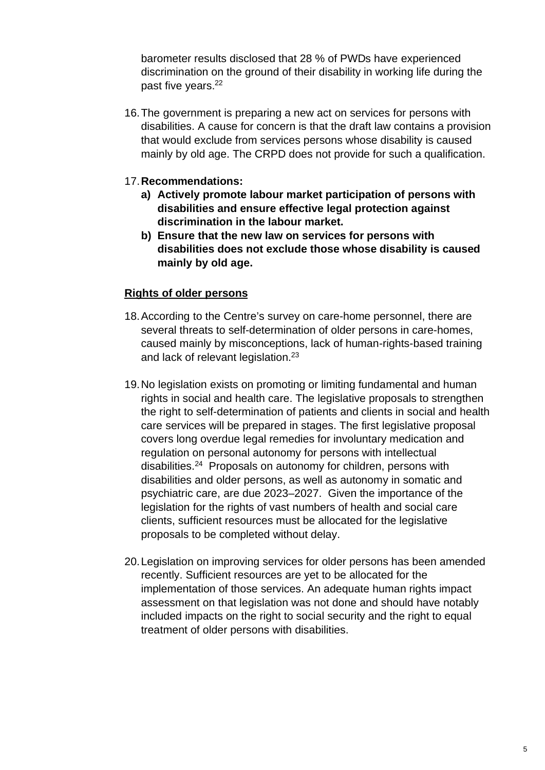barometer results disclosed that 28 % of PWDs have experienced discrimination on the ground of their disability in working life during the past five years.[22]

16. The government is preparing a new act on services for persons with disabilities. A cause for concern is that the draft law contains a provision that would exclude from services persons whose disability is caused mainly by old age. The CRPD does not provide for such a qualification.

17. **Recommendations:**
    a) **Actively promote labour market participation of persons with disabilities and ensure effective legal protection against discrimination in the labour market.**
    b) **Ensure that the new law on services for persons with disabilities does not exclude those whose disability is caused mainly by old age.**

<u>**Rights of older persons**</u>

18. According to the Centre's survey on care-home personnel, there are several threats to self-determination of older persons in care-homes, caused mainly by misconceptions, lack of human-rights-based training and lack of relevant legislation.[23]

19. No legislation exists on promoting or limiting fundamental and human rights in social and health care. The legislative proposals to strengthen the right to self-determination of patients and clients in social and health care services will be prepared in stages. The first legislative proposal covers long overdue legal remedies for involuntary medication and regulation on personal autonomy for persons with intellectual disabilities.[24] Proposals on autonomy for children, persons with disabilities and older persons, as well as autonomy in somatic and psychiatric care, are due 2023–2027. Given the importance of the legislation for the rights of vast numbers of health and social care clients, sufficient resources must be allocated for the legislative proposals to be completed without delay.

20. Legislation on improving services for older persons has been amended recently. Sufficient resources are yet to be allocated for the implementation of those services. An adequate human rights impact assessment on that legislation was not done and should have notably included impacts on the right to social security and the right to equal treatment of older persons with disabilities.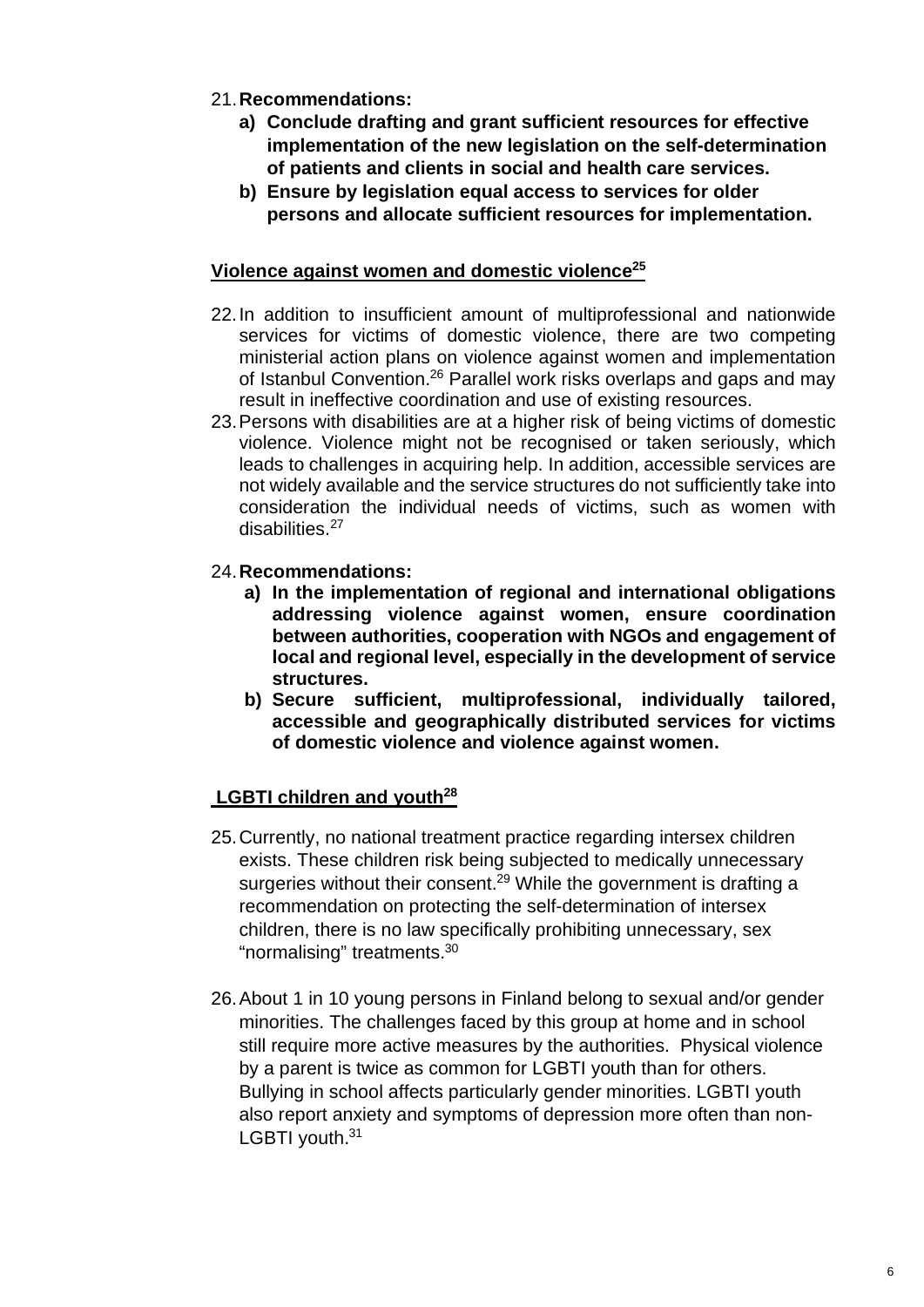21. **Recommendations:**
    a) **Conclude drafting and grant sufficient resources for effective implementation of the new legislation on the self-determination of patients and clients in social and health care services.**
    b) **Ensure by legislation equal access to services for older persons and allocate sufficient resources for implementation.**

## Violence against women and domestic violence[25]

22. In addition to insufficient amount of multiprofessional and nationwide services for victims of domestic violence, there are two competing ministerial action plans on violence against women and implementation of Istanbul Convention.[26] Parallel work risks overlaps and gaps and may result in ineffective coordination and use of existing resources.
23. Persons with disabilities are at a higher risk of being victims of domestic violence. Violence might not be recognised or taken seriously, which leads to challenges in acquiring help. In addition, accessible services are not widely available and the service structures do not sufficiently take into consideration the individual needs of victims, such as women with disabilities.[27]

24. **Recommendations:**
    a) **In the implementation of regional and international obligations addressing violence against women, ensure coordination between authorities, cooperation with NGOs and engagement of local and regional level, especially in the development of service structures.**
    b) **Secure sufficient, multiprofessional, individually tailored, accessible and geographically distributed services for victims of domestic violence and violence against women.**

## LGBTI children and youth[28]

25. Currently, no national treatment practice regarding intersex children exists. These children risk being subjected to medically unnecessary surgeries without their consent.[29] While the government is drafting a recommendation on protecting the self-determination of intersex children, there is no law specifically prohibiting unnecessary, sex "normalising" treatments.[30]

26. About 1 in 10 young persons in Finland belong to sexual and/or gender minorities. The challenges faced by this group at home and in school still require more active measures by the authorities. Physical violence by a parent is twice as common for LGBTI youth than for others. Bullying in school affects particularly gender minorities. LGBTI youth also report anxiety and symptoms of depression more often than non-LGBTI youth.[31]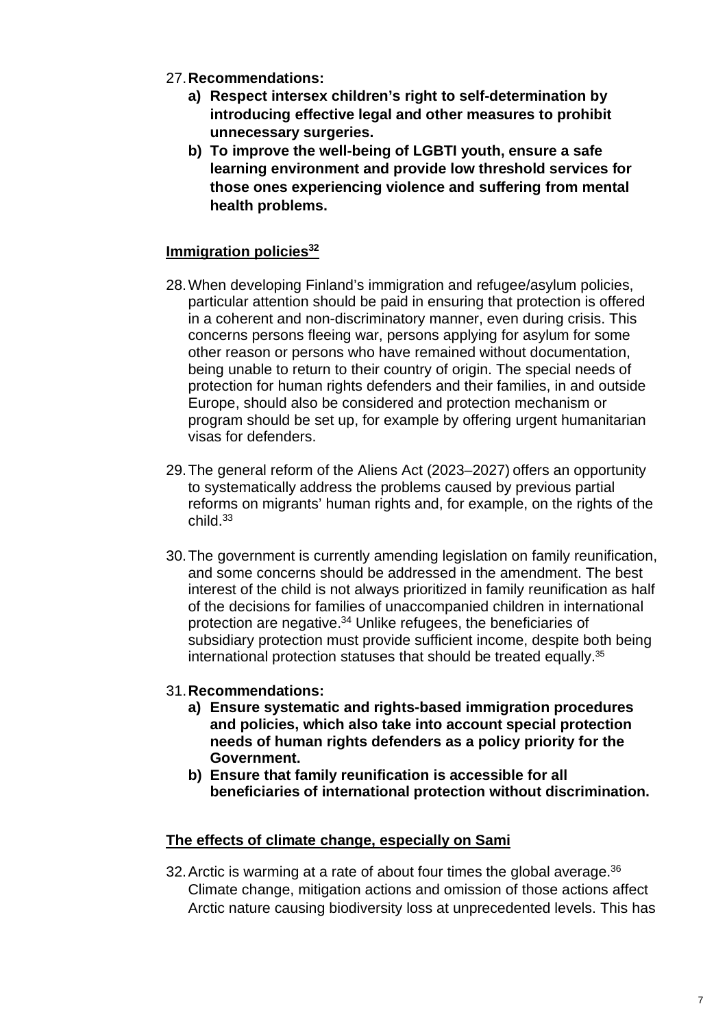27. **Recommendations:**
    a) **Respect intersex children's right to self-determination by introducing effective legal and other measures to prohibit unnecessary surgeries.**
    b) **To improve the well-being of LGBTI youth, ensure a safe learning environment and provide low threshold services for those ones experiencing violence and suffering from mental health problems.**

## Immigration policies[32]

28. When developing Finland's immigration and refugee/asylum policies, particular attention should be paid in ensuring that protection is offered in a coherent and non-discriminatory manner, even during crisis. This concerns persons fleeing war, persons applying for asylum for some other reason or persons who have remained without documentation, being unable to return to their country of origin. The special needs of protection for human rights defenders and their families, in and outside Europe, should also be considered and protection mechanism or program should be set up, for example by offering urgent humanitarian visas for defenders.

29. The general reform of the Aliens Act (2023–2027) offers an opportunity to systematically address the problems caused by previous partial reforms on migrants' human rights and, for example, on the rights of the child.[33]

30. The government is currently amending legislation on family reunification, and some concerns should be addressed in the amendment. The best interest of the child is not always prioritized in family reunification as half of the decisions for families of unaccompanied children in international protection are negative.[34] Unlike refugees, the beneficiaries of subsidiary protection must provide sufficient income, despite both being international protection statuses that should be treated equally.[35]

31. **Recommendations:**
    a) **Ensure systematic and rights-based immigration procedures and policies, which also take into account special protection needs of human rights defenders as a policy priority for the Government.**
    b) **Ensure that family reunification is accessible for all beneficiaries of international protection without discrimination.**

## The effects of climate change, especially on Sami

32. Arctic is warming at a rate of about four times the global average.[36] Climate change, mitigation actions and omission of those actions affect Arctic nature causing biodiversity loss at unprecedented levels. This has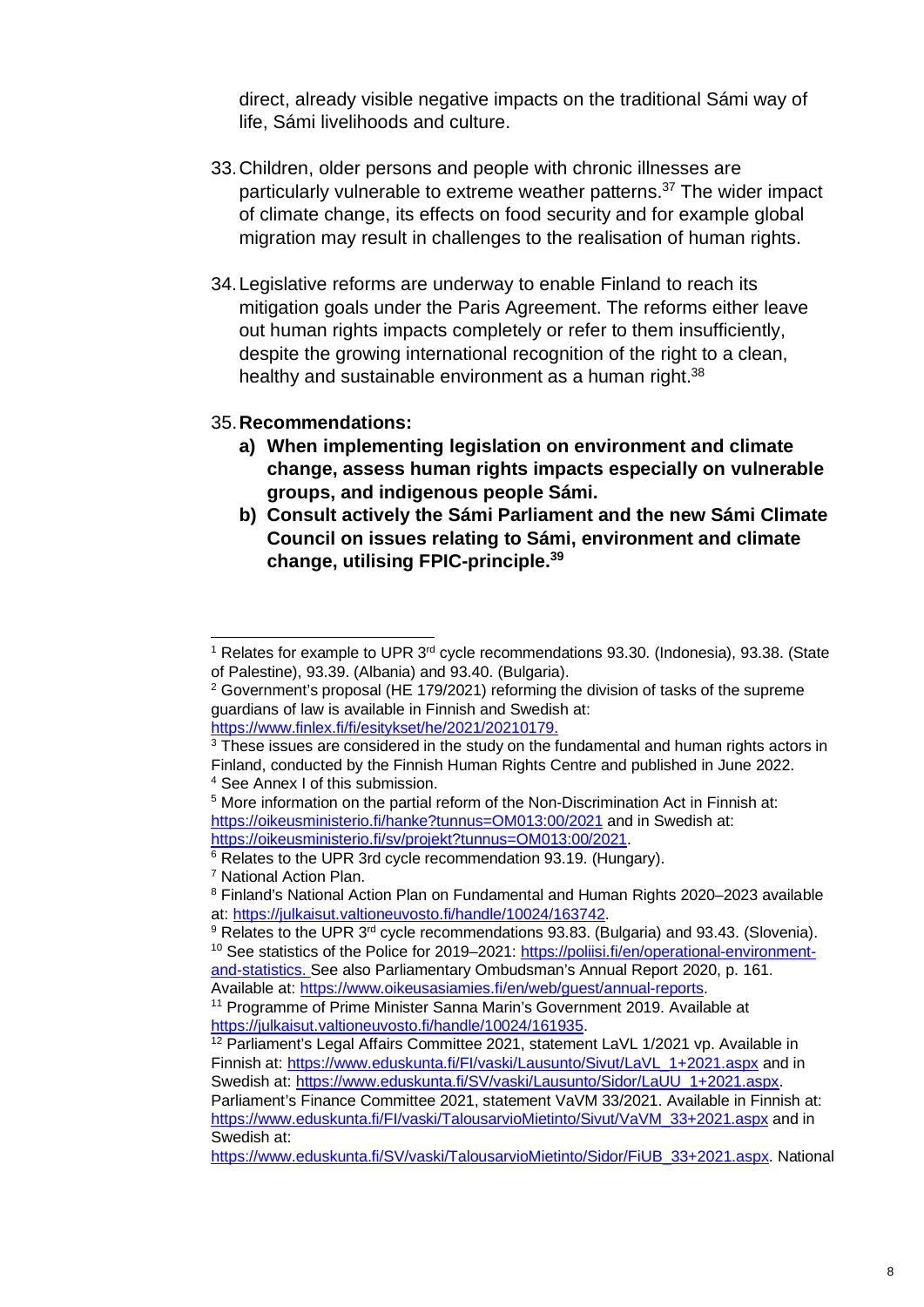direct, already visible negative impacts on the traditional Sámi way of life, Sámi livelihoods and culture.

33. Children, older persons and people with chronic illnesses are particularly vulnerable to extreme weather patterns.[37] The wider impact of climate change, its effects on food security and for example global migration may result in challenges to the realisation of human rights.

34. Legislative reforms are underway to enable Finland to reach its mitigation goals under the Paris Agreement. The reforms either leave out human rights impacts completely or refer to them insufficiently, despite the growing international recognition of the right to a clean, healthy and sustainable environment as a human right.[38]

35. **Recommendations:**
   **a) When implementing legislation on environment and climate change, assess human rights impacts especially on vulnerable groups, and indigenous people Sámi.**
   **b) Consult actively the Sámi Parliament and the new Sámi Climate Council on issues relating to Sámi, environment and climate change, utilising FPIC-principle.[39]**

---

[1] Relates for example to UPR 3rd cycle recommendations 93.30. (Indonesia), 93.38. (State of Palestine), 93.39. (Albania) and 93.40. (Bulgaria).

[2] Government's proposal (HE 179/2021) reforming the division of tasks of the supreme guardians of law is available in Finnish and Swedish at: https://www.finlex.fi/fi/esitykset/he/2021/20210179.

[3] These issues are considered in the study on the fundamental and human rights actors in Finland, conducted by the Finnish Human Rights Centre and published in June 2022.

[4] See Annex I of this submission.

[5] More information on the partial reform of the Non-Discrimination Act in Finnish at: https://oikeusministerio.fi/hanke?tunnus=OM013:00/2021 and in Swedish at: https://oikeusministerio.fi/sv/projekt?tunnus=OM013:00/2021.

[6] Relates to the UPR 3rd cycle recommendation 93.19. (Hungary).

[7] National Action Plan.

[8] Finland's National Action Plan on Fundamental and Human Rights 2020–2023 available at: https://julkaisut.valtioneuvosto.fi/handle/10024/163742.

[9] Relates to the UPR 3rd cycle recommendations 93.83. (Bulgaria) and 93.43. (Slovenia).

[10] See statistics of the Police for 2019–2021: https://poliisi.fi/en/operational-environment-and-statistics. See also Parliamentary Ombudsman's Annual Report 2020, p. 161. Available at: https://www.oikeusasiamies.fi/en/web/guest/annual-reports.

[11] Programme of Prime Minister Sanna Marin's Government 2019. Available at https://julkaisut.valtioneuvosto.fi/handle/10024/161935.

[12] Parliament's Legal Affairs Committee 2021, statement LaVL 1/2021 vp. Available in Finnish at: https://www.eduskunta.fi/FI/vaski/Lausunto/Sivut/LaVL_1+2021.aspx and in Swedish at: https://www.eduskunta.fi/SV/vaski/Lausunto/Sidor/LaUU_1+2021.aspx. Parliament's Finance Committee 2021, statement VaVM 33/2021. Available in Finnish at: https://www.eduskunta.fi/FI/vaski/TalousarvioMietinto/Sivut/VaVM_33+2021.aspx and in Swedish at: https://www.eduskunta.fi/SV/vaski/TalousarvioMietinto/Sidor/FiUB_33+2021.aspx. National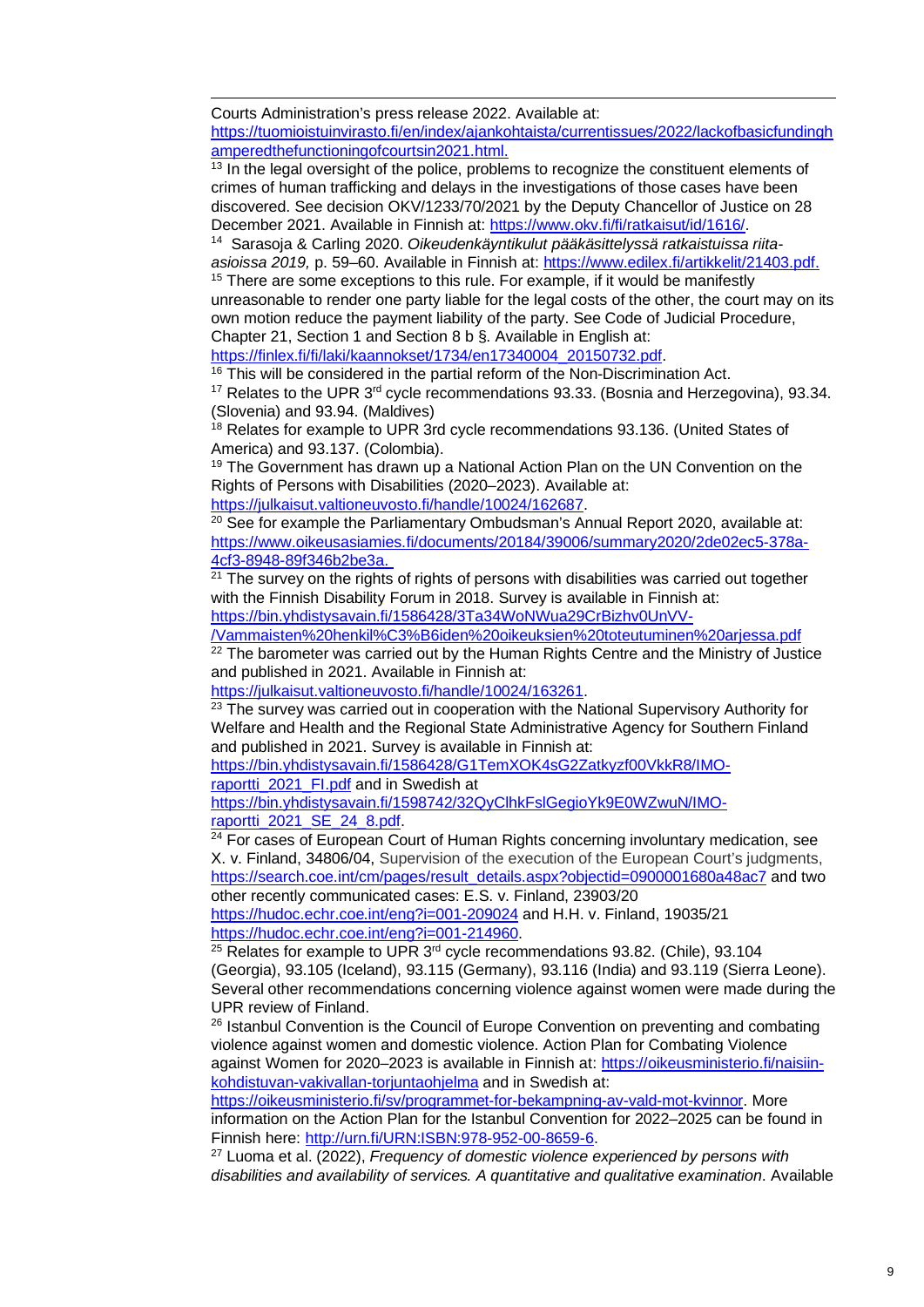Courts Administration's press release 2022. Available at: https://tuomioistuinvirasto.fi/en/index/ajankohtaista/currentissues/2022/lackofbasicfundinghamperedthefunctioningofcourtsin2021.html.

[13] In the legal oversight of the police, problems to recognize the constituent elements of crimes of human trafficking and delays in the investigations of those cases have been discovered. See decision OKV/1233/70/2021 by the Deputy Chancellor of Justice on 28 December 2021. Available in Finnish at: https://www.okv.fi/fi/ratkaisut/id/1616/.

[14] Sarasoja & Carling 2020. *Oikeudenkäyntikulut pääkäsittelyssä ratkaistuissa riita-asioissa 2019,* p. 59–60. Available in Finnish at: https://www.edilex.fi/artikkelit/21403.pdf.

[15] There are some exceptions to this rule. For example, if it would be manifestly unreasonable to render one party liable for the legal costs of the other, the court may on its own motion reduce the payment liability of the party. See Code of Judicial Procedure, Chapter 21, Section 1 and Section 8 b §. Available in English at: https://finlex.fi/fi/laki/kaannokset/1734/en17340004_20150732.pdf.

[16] This will be considered in the partial reform of the Non-Discrimination Act.

[17] Relates to the UPR 3rd cycle recommendations 93.33. (Bosnia and Herzegovina), 93.34. (Slovenia) and 93.94. (Maldives)

[18] Relates for example to UPR 3rd cycle recommendations 93.136. (United States of America) and 93.137. (Colombia).

[19] The Government has drawn up a National Action Plan on the UN Convention on the Rights of Persons with Disabilities (2020–2023). Available at: https://julkaisut.valtioneuvosto.fi/handle/10024/162687.

[20] See for example the Parliamentary Ombudsman's Annual Report 2020, available at: https://www.oikeusasiamies.fi/documents/20184/39006/summary2020/2de02ec5-378a-4cf3-8948-89f346b2be3a.

[21] The survey on the rights of rights of persons with disabilities was carried out together with the Finnish Disability Forum in 2018. Survey is available in Finnish at: https://bin.yhdistysavain.fi/1586428/3Ta34WoNWua29CrBizhv0UnVV-/Vammaisten%20henkil%C3%B6iden%20oikeuksien%20toteutuminen%20arjessa.pdf

[22] The barometer was carried out by the Human Rights Centre and the Ministry of Justice and published in 2021. Available in Finnish at: https://julkaisut.valtioneuvosto.fi/handle/10024/163261.

[23] The survey was carried out in cooperation with the National Supervisory Authority for Welfare and Health and the Regional State Administrative Agency for Southern Finland and published in 2021. Survey is available in Finnish at: https://bin.yhdistysavain.fi/1586428/G1TemXOK4sG2Zatkyzf00VkkR8/IMO-raportti_2021_FI.pdf and in Swedish at https://bin.yhdistysavain.fi/1598742/32QyClhkFslGegioYk9E0WZwuN/IMO-raportti_2021_SE_24_8.pdf.

[24] For cases of European Court of Human Rights concerning involuntary medication, see X. v. Finland, 34806/04, Supervision of the execution of the European Court's judgments, https://search.coe.int/cm/pages/result_details.aspx?objectid=0900001680a48ac7 and two other recently communicated cases: E.S. v. Finland, 23903/20 https://hudoc.echr.coe.int/eng?i=001-209024 and H.H. v. Finland, 19035/21 https://hudoc.echr.coe.int/eng?i=001-214960.

[25] Relates for example to UPR 3rd cycle recommendations 93.82. (Chile), 93.104 (Georgia), 93.105 (Iceland), 93.115 (Germany), 93.116 (India) and 93.119 (Sierra Leone). Several other recommendations concerning violence against women were made during the UPR review of Finland.

[26] Istanbul Convention is the Council of Europe Convention on preventing and combating violence against women and domestic violence. Action Plan for Combating Violence against Women for 2020–2023 is available in Finnish at: https://oikeusministerio.fi/naisiin-kohdistuvan-vakivallan-torjuntaohjelma and in Swedish at: https://oikeusministerio.fi/sv/programmet-for-bekampning-av-vald-mot-kvinnor. More information on the Action Plan for the Istanbul Convention for 2022–2025 can be found in Finnish here: http://urn.fi/URN:ISBN:978-952-00-8659-6.

[27] Luoma et al. (2022), *Frequency of domestic violence experienced by persons with disabilities and availability of services. A quantitative and qualitative examination*. Available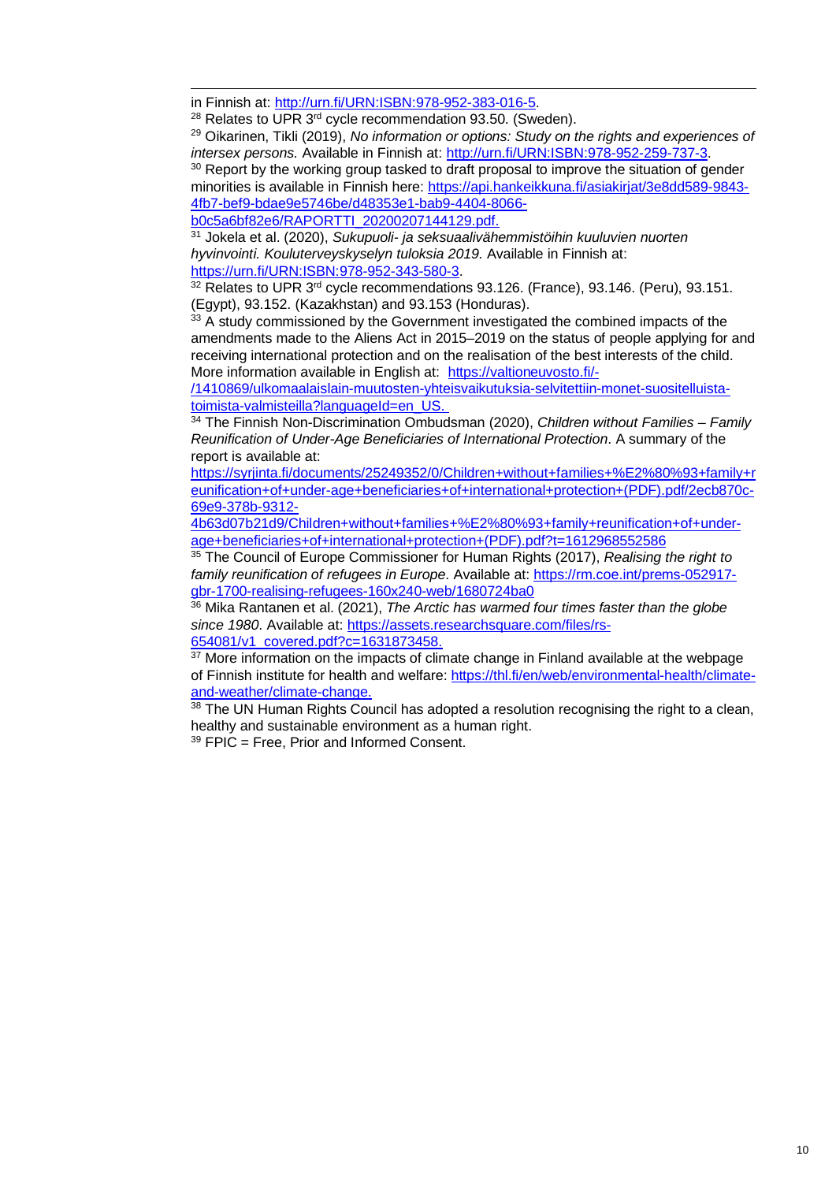in Finnish at: http://urn.fi/URN:ISBN:978-952-383-016-5.

[28] Relates to UPR 3rd cycle recommendation 93.50. (Sweden).

[29] Oikarinen, Tikli (2019), *No information or options: Study on the rights and experiences of intersex persons.* Available in Finnish at: http://urn.fi/URN:ISBN:978-952-259-737-3.

[30] Report by the working group tasked to draft proposal to improve the situation of gender minorities is available in Finnish here: https://api.hankeikkuna.fi/asiakirjat/3e8dd589-9843-4fb7-bef9-bdae9e5746be/d48353e1-bab9-4404-8066-b0c5a6bf82e6/RAPORTTI_20200207144129.pdf.

[31] Jokela et al. (2020), *Sukupuoli- ja seksuaalivähemmistöihin kuuluvien nuorten hyvinvointi. Kouluterveyskyselyn tuloksia 2019.* Available in Finnish at: https://urn.fi/URN:ISBN:978-952-343-580-3.

[32] Relates to UPR 3rd cycle recommendations 93.126. (France), 93.146. (Peru), 93.151. (Egypt), 93.152. (Kazakhstan) and 93.153 (Honduras).

[33] A study commissioned by the Government investigated the combined impacts of the amendments made to the Aliens Act in 2015–2019 on the status of people applying for and receiving international protection and on the realisation of the best interests of the child. More information available in English at: https://valtioneuvosto.fi/-/1410869/ulkomaalaislain-muutosten-yhteisvaikutuksia-selvitettiin-monet-suositelluista-toimista-valmisteilla?languageId=en_US.

[34] The Finnish Non-Discrimination Ombudsman (2020), *Children without Families – Family Reunification of Under-Age Beneficiaries of International Protection*. A summary of the report is available at: https://syrjinta.fi/documents/25249352/0/Children+without+families+%E2%80%93+family+reunification+of+under-age+beneficiaries+of+international+protection+(PDF).pdf/2ecb870c-69e9-378b-9312-4b63d07b21d9/Children+without+families+%E2%80%93+family+reunification+of+under-age+beneficiaries+of+international+protection+(PDF).pdf?t=1612968552586

[35] The Council of Europe Commissioner for Human Rights (2017), *Realising the right to family reunification of refugees in Europe*. Available at: https://rm.coe.int/prems-052917-gbr-1700-realising-refugees-160x240-web/1680724ba0

[36] Mika Rantanen et al. (2021), *The Arctic has warmed four times faster than the globe since 1980*. Available at: https://assets.researchsquare.com/files/rs-654081/v1_covered.pdf?c=1631873458.

[37] More information on the impacts of climate change in Finland available at the webpage of Finnish institute for health and welfare: https://thl.fi/en/web/environmental-health/climate-and-weather/climate-change.

[38] The UN Human Rights Council has adopted a resolution recognising the right to a clean, healthy and sustainable environment as a human right.

[39] FPIC = Free, Prior and Informed Consent.